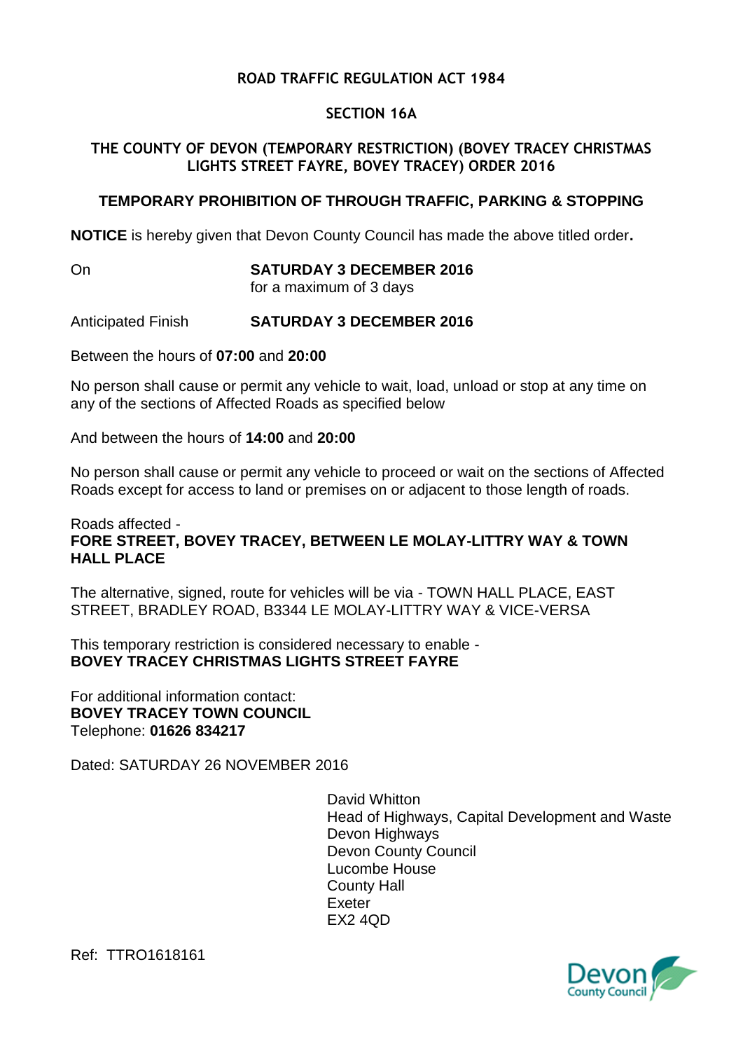**ROAD TRAFFIC REGULATION ACT 1984**

**SECTION 16A**

**THE COUNTY OF DEVON (TEMPORARY RESTRICTION) (BOVEY TRACEY CHRISTMAS LIGHTS STREET FAYRE, BOVEY TRACEY) ORDER 2016**

**TEMPORARY PROHIBITION OF THROUGH TRAFFIC, PARKING & STOPPING**

**NOTICE** is hereby given that Devon County Council has made the above titled order**.**

On **SATURDAY 3 DECEMBER 2016**
for a maximum of 3 days

Anticipated Finish **SATURDAY 3 DECEMBER 2016**

Between the hours of **07:00** and **20:00**

No person shall cause or permit any vehicle to wait, load, unload or stop at any time on any of the sections of Affected Roads as specified below

And between the hours of **14:00** and **20:00**

No person shall cause or permit any vehicle to proceed or wait on the sections of Affected Roads except for access to land or premises on or adjacent to those length of roads.

Roads affected -
**FORE STREET, BOVEY TRACEY, BETWEEN LE MOLAY-LITTRY WAY & TOWN HALL PLACE**

The alternative, signed, route for vehicles will be via - TOWN HALL PLACE, EAST STREET, BRADLEY ROAD, B3344 LE MOLAY-LITTRY WAY & VICE-VERSA

This temporary restriction is considered necessary to enable -
**BOVEY TRACEY CHRISTMAS LIGHTS STREET FAYRE**

For additional information contact:
**BOVEY TRACEY TOWN COUNCIL**
Telephone: **01626 834217**

Dated: SATURDAY 26 NOVEMBER 2016

David Whitton
Head of Highways, Capital Development and Waste
Devon Highways
Devon County Council
Lucombe House
County Hall
Exeter
EX2 4QD

Ref: TTRO1618161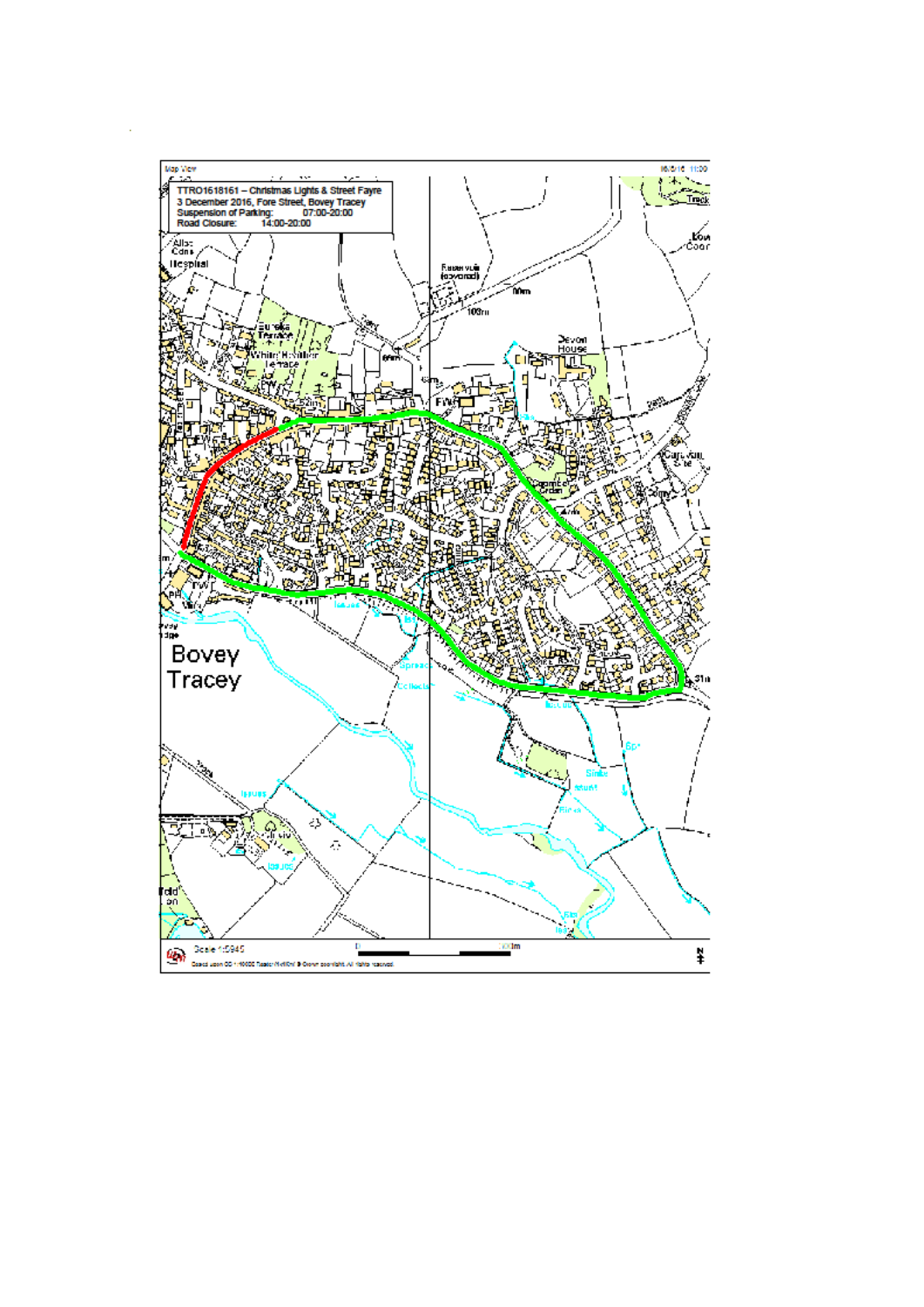Map View

TTRO1618161 – Christmas Lights & Street Fayre
3 December 2016, Fore Street, Bovey Tracey
Suspension of Parking: 07:00-20:00
Road Closure: 14:00-20:00

Bovey Tracey

Scale 1:5945